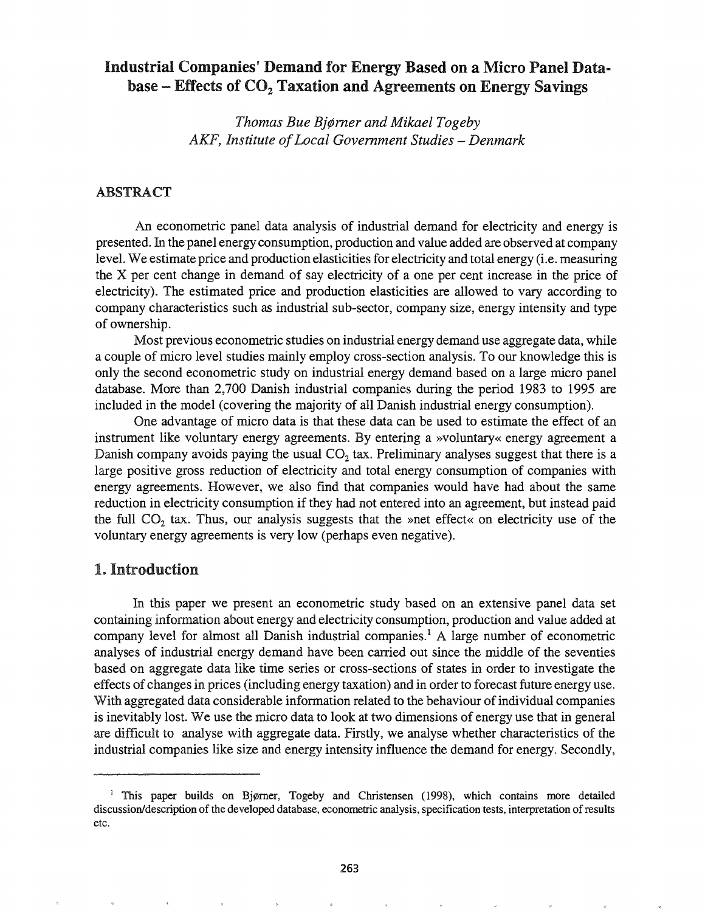# Industrial Companies' Demand for Energy Based on a Micro Panel Database – Effects of $CO_2$ Taxation and Agreements on Energy Savings

*Thomas Bue Bjørner and Mikael Togeby*
*AKF, Institute of Local Government Studies – Denmark*

## ABSTRACT

An econometric panel data analysis of industrial demand for electricity and energy is presented. In the panel energy consumption, production and value added are observed at company level. We estimate price and production elasticities for electricity and total energy (i.e. measuring the X per cent change in demand of say electricity of a one per cent increase in the price of electricity). The estimated price and production elasticities are allowed to vary according to company characteristics such as industrial sub-sector, company size, energy intensity and type of ownership.

Most previous econometric studies on industrial energy demand use aggregate data, while a couple of micro level studies mainly employ cross-section analysis. To our knowledge this is only the second econometric study on industrial energy demand based on a large micro panel database. More than 2,700 Danish industrial companies during the period 1983 to 1995 are included in the model (covering the majority of all Danish industrial energy consumption).

One advantage of micro data is that these data can be used to estimate the effect of an instrument like voluntary energy agreements. By entering a »voluntary« energy agreement a Danish company avoids paying the usual $CO_2$ tax. Preliminary analyses suggest that there is a large positive gross reduction of electricity and total energy consumption of companies with energy agreements. However, we also find that companies would have had about the same reduction in electricity consumption if they had not entered into an agreement, but instead paid the full $CO_2$ tax. Thus, our analysis suggests that the »net effect« on electricity use of the voluntary energy agreements is very low (perhaps even negative).

## 1. Introduction

In this paper we present an econometric study based on an extensive panel data set containing information about energy and electricity consumption, production and value added at company level for almost all Danish industrial companies.[1] A large number of econometric analyses of industrial energy demand have been carried out since the middle of the seventies based on aggregate data like time series or cross-sections of states in order to investigate the effects of changes in prices (including energy taxation) and in order to forecast future energy use. With aggregated data considerable information related to the behaviour of individual companies is inevitably lost. We use the micro data to look at two dimensions of energy use that in general are difficult to analyse with aggregate data. Firstly, we analyse whether characteristics of the industrial companies like size and energy intensity influence the demand for energy. Secondly,

[1] This paper builds on Bjørner, Togeby and Christensen (1998), which contains more detailed discussion/description of the developed database, econometric analysis, specification tests, interpretation of results etc.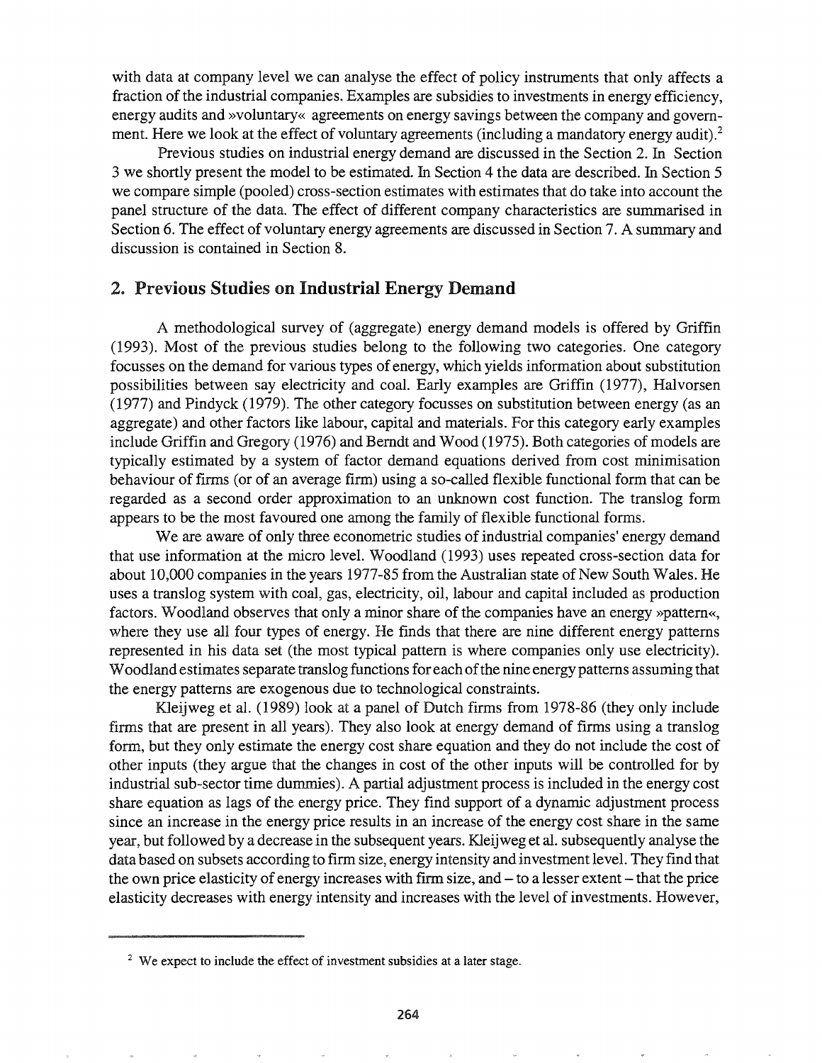with data at company level we can analyse the effect of policy instruments that only affects a fraction of the industrial companies. Examples are subsidies to investments in energy efficiency, energy audits and »voluntary« agreements on energy savings between the company and government. Here we look at the effect of voluntary agreements (including a mandatory energy audit).[2]

Previous studies on industrial energy demand are discussed in the Section 2. In Section 3 we shortly present the model to be estimated. In Section 4 the data are described. In Section 5 we compare simple (pooled) cross-section estimates with estimates that do take into account the panel structure of the data. The effect of different company characteristics are summarised in Section 6. The effect of voluntary energy agreements are discussed in Section 7. A summary and discussion is contained in Section 8.

## 2. Previous Studies on Industrial Energy Demand

A methodological survey of (aggregate) energy demand models is offered by Griffin (1993). Most of the previous studies belong to the following two categories. One category focusses on the demand for various types of energy, which yields information about substitution possibilities between say electricity and coal. Early examples are Griffin (1977), Halvorsen (1977) and Pindyck (1979). The other category focusses on substitution between energy (as an aggregate) and other factors like labour, capital and materials. For this category early examples include Griffin and Gregory (1976) and Berndt and Wood (1975). Both categories of models are typically estimated by a system of factor demand equations derived from cost minimisation behaviour of firms (or of an average firm) using a so-called flexible functional form that can be regarded as a second order approximation to an unknown cost function. The translog form appears to be the most favoured one among the family of flexible functional forms.

We are aware of only three econometric studies of industrial companies' energy demand that use information at the micro level. Woodland (1993) uses repeated cross-section data for about 10,000 companies in the years 1977-85 from the Australian state of New South Wales. He uses a translog system with coal, gas, electricity, oil, labour and capital included as production factors. Woodland observes that only a minor share of the companies have an energy »pattern«, where they use all four types of energy. He finds that there are nine different energy patterns represented in his data set (the most typical pattern is where companies only use electricity). Woodland estimates separate translog functions for each of the nine energy patterns assuming that the energy patterns are exogenous due to technological constraints.

Kleijweg et al. (1989) look at a panel of Dutch firms from 1978-86 (they only include firms that are present in all years). They also look at energy demand of firms using a translog form, but they only estimate the energy cost share equation and they do not include the cost of other inputs (they argue that the changes in cost of the other inputs will be controlled for by industrial sub-sector time dummies). A partial adjustment process is included in the energy cost share equation as lags of the energy price. They find support of a dynamic adjustment process since an increase in the energy price results in an increase of the energy cost share in the same year, but followed by a decrease in the subsequent years. Kleijweg et al. subsequently analyse the data based on subsets according to firm size, energy intensity and investment level. They find that the own price elasticity of energy increases with firm size, and – to a lesser extent – that the price elasticity decreases with energy intensity and increases with the level of investments. However,

[2] We expect to include the effect of investment subsidies at a later stage.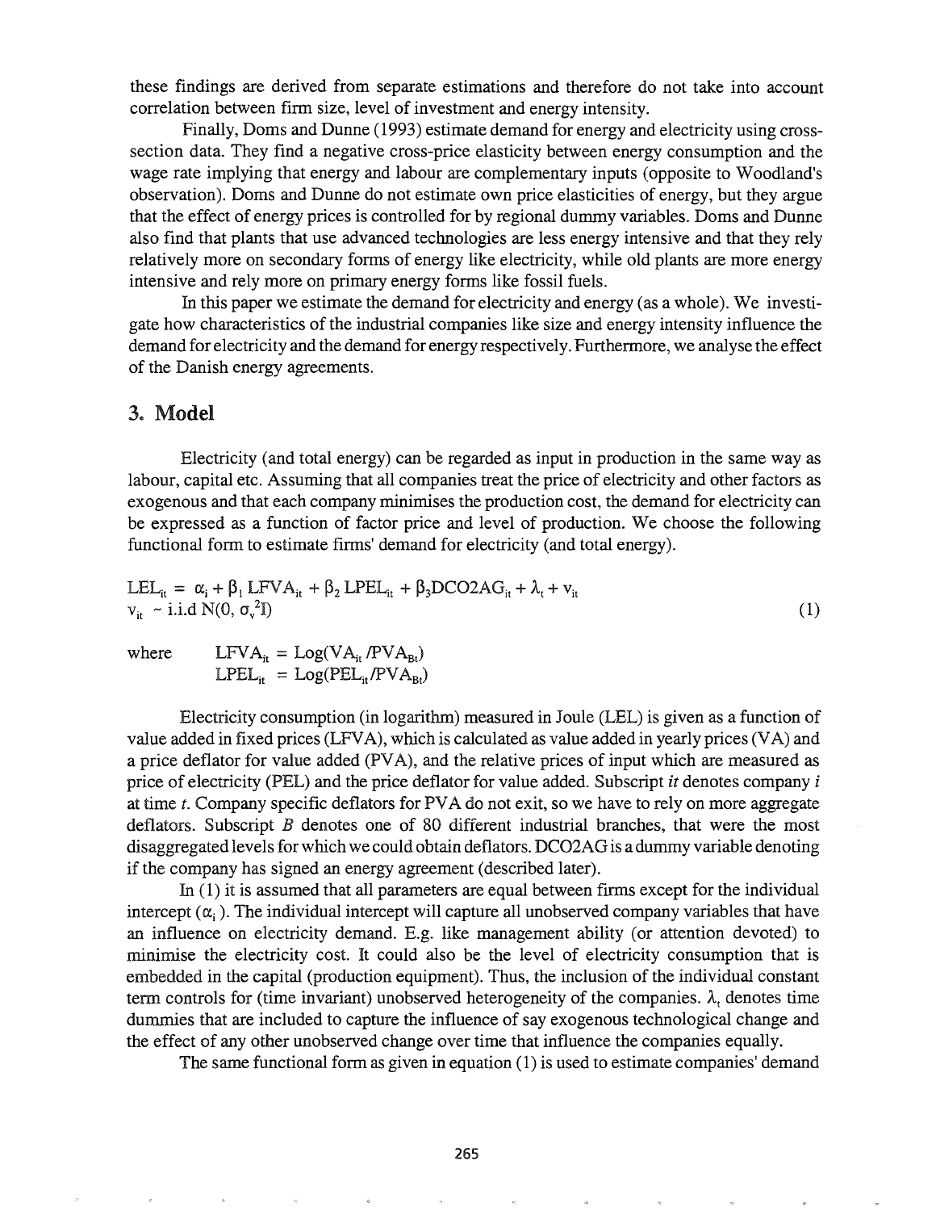these findings are derived from separate estimations and therefore do not take into account correlation between firm size, level of investment and energy intensity.

Finally, Doms and Dunne (1993) estimate demand for energy and electricity using cross-section data. They find a negative cross-price elasticity between energy consumption and the wage rate implying that energy and labour are complementary inputs (opposite to Woodland's observation). Doms and Dunne do not estimate own price elasticities of energy, but they argue that the effect of energy prices is controlled for by regional dummy variables. Doms and Dunne also find that plants that use advanced technologies are less energy intensive and that they rely relatively more on secondary forms of energy like electricity, while old plants are more energy intensive and rely more on primary energy forms like fossil fuels.

In this paper we estimate the demand for electricity and energy (as a whole). We investigate how characteristics of the industrial companies like size and energy intensity influence the demand for electricity and the demand for energy respectively. Furthermore, we analyse the effect of the Danish energy agreements.

## 3. Model

Electricity (and total energy) can be regarded as input in production in the same way as labour, capital etc. Assuming that all companies treat the price of electricity and other factors as exogenous and that each company minimises the production cost, the demand for electricity can be expressed as a function of factor price and level of production. We choose the following functional form to estimate firms' demand for electricity (and total energy).

$$LEL_{it} = \alpha_i + \beta_1 LFVA_{it} + \beta_2 LPEL_{it} + \beta_3 DCO2AG_{it} + \lambda_t + v_{it}$$
$$v_{it} \sim \text{i.i.d } N(0, \sigma_v^2 I) \tag{1}$$

where $LFVA_{it} = \text{Log}(VA_{it} / PVA_{Bt})$
$LPEL_{it} = \text{Log}(PEL_{it} / PVA_{Bt})$

Electricity consumption (in logarithm) measured in Joule (LEL) is given as a function of value added in fixed prices (LFVA), which is calculated as value added in yearly prices (VA) and a price deflator for value added (PVA), and the relative prices of input which are measured as price of electricity (PEL) and the price deflator for value added. Subscript *it* denotes company *i* at time *t*. Company specific deflators for PVA do not exit, so we have to rely on more aggregate deflators. Subscript *B* denotes one of 80 different industrial branches, that were the most disaggregated levels for which we could obtain deflators. DCO2AG is a dummy variable denoting if the company has signed an energy agreement (described later).

In (1) it is assumed that all parameters are equal between firms except for the individual intercept ($\alpha_i$). The individual intercept will capture all unobserved company variables that have an influence on electricity demand. E.g. like management ability (or attention devoted) to minimise the electricity cost. It could also be the level of electricity consumption that is embedded in the capital (production equipment). Thus, the inclusion of the individual constant term controls for (time invariant) unobserved heterogeneity of the companies. $\lambda_t$ denotes time dummies that are included to capture the influence of say exogenous technological change and the effect of any other unobserved change over time that influence the companies equally.

The same functional form as given in equation (1) is used to estimate companies' demand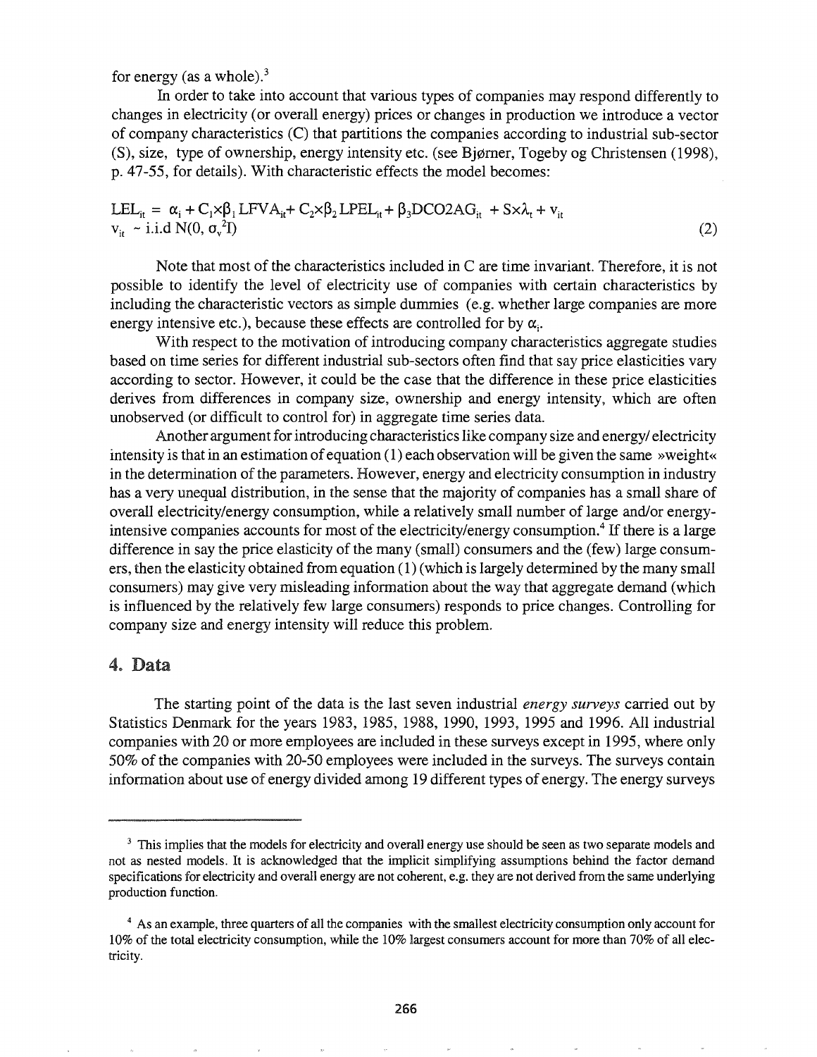for energy (as a whole).[3]

In order to take into account that various types of companies may respond differently to changes in electricity (or overall energy) prices or changes in production we introduce a vector of company characteristics (C) that partitions the companies according to industrial sub-sector (S), size, type of ownership, energy intensity etc. (see Bjørner, Togeby og Christensen (1998), p. 47-55, for details). With characteristic effects the model becomes:

$$LEL_{it} = \alpha_i + C_1 \times \beta_1 LFVA_{it} + C_2 \times \beta_2 LPEL_{it} + \beta_3 DCO2AG_{it} + S \times \lambda_t + v_{it}$$
$$v_{it} \sim \text{i.i.d } N(0, \sigma_v^2 I) \tag{2}$$

Note that most of the characteristics included in C are time invariant. Therefore, it is not possible to identify the level of electricity use of companies with certain characteristics by including the characteristic vectors as simple dummies (e.g. whether large companies are more energy intensive etc.), because these effects are controlled for by $\alpha_i$.

With respect to the motivation of introducing company characteristics aggregate studies based on time series for different industrial sub-sectors often find that say price elasticities vary according to sector. However, it could be the case that the difference in these price elasticities derives from differences in company size, ownership and energy intensity, which are often unobserved (or difficult to control for) in aggregate time series data.

Another argument for introducing characteristics like company size and energy/ electricity intensity is that in an estimation of equation (1) each observation will be given the same »weight« in the determination of the parameters. However, energy and electricity consumption in industry has a very unequal distribution, in the sense that the majority of companies has a small share of overall electricity/energy consumption, while a relatively small number of large and/or energy-intensive companies accounts for most of the electricity/energy consumption.[4] If there is a large difference in say the price elasticity of the many (small) consumers and the (few) large consumers, then the elasticity obtained from equation (1) (which is largely determined by the many small consumers) may give very misleading information about the way that aggregate demand (which is influenced by the relatively few large consumers) responds to price changes. Controlling for company size and energy intensity will reduce this problem.

## 4. Data

The starting point of the data is the last seven industrial *energy surveys* carried out by Statistics Denmark for the years 1983, 1985, 1988, 1990, 1993, 1995 and 1996. All industrial companies with 20 or more employees are included in these surveys except in 1995, where only 50% of the companies with 20-50 employees were included in the surveys. The surveys contain information about use of energy divided among 19 different types of energy. The energy surveys

---

[3] This implies that the models for electricity and overall energy use should be seen as two separate models and not as nested models. It is acknowledged that the implicit simplifying assumptions behind the factor demand specifications for electricity and overall energy are not coherent, e.g. they are not derived from the same underlying production function.

[4] As an example, three quarters of all the companies with the smallest electricity consumption only account for 10% of the total electricity consumption, while the 10% largest consumers account for more than 70% of all electricity.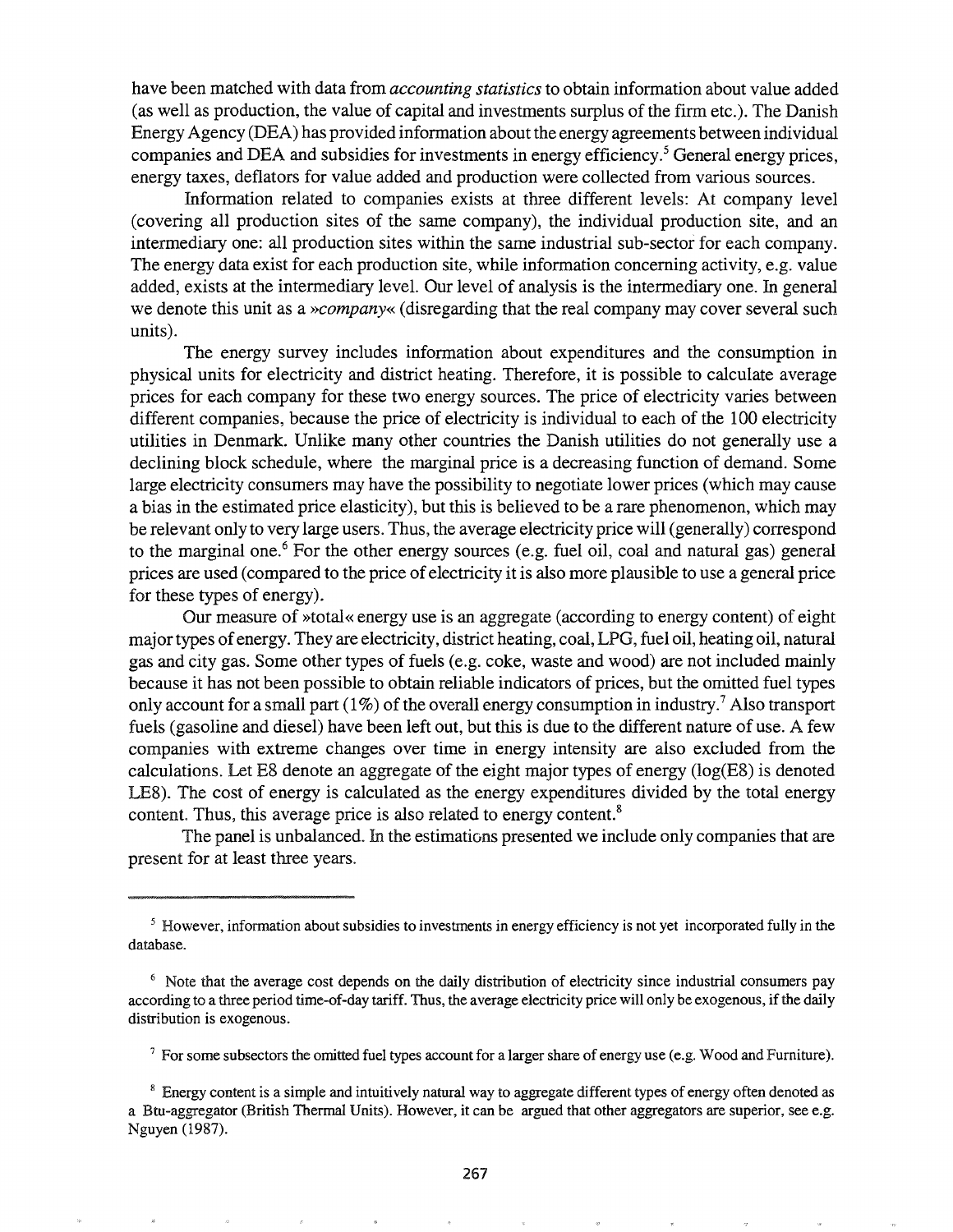have been matched with data from *accounting statistics* to obtain information about value added (as well as production, the value of capital and investments surplus of the firm etc.). The Danish Energy Agency (DEA) has provided information about the energy agreements between individual companies and DEA and subsidies for investments in energy efficiency.[5] General energy prices, energy taxes, deflators for value added and production were collected from various sources.

Information related to companies exists at three different levels: At company level (covering all production sites of the same company), the individual production site, and an intermediary one: all production sites within the same industrial sub-sector for each company. The energy data exist for each production site, while information concerning activity, e.g. value added, exists at the intermediary level. Our level of analysis is the intermediary one. In general we denote this unit as a »*company*« (disregarding that the real company may cover several such units).

The energy survey includes information about expenditures and the consumption in physical units for electricity and district heating. Therefore, it is possible to calculate average prices for each company for these two energy sources. The price of electricity varies between different companies, because the price of electricity is individual to each of the 100 electricity utilities in Denmark. Unlike many other countries the Danish utilities do not generally use a declining block schedule, where the marginal price is a decreasing function of demand. Some large electricity consumers may have the possibility to negotiate lower prices (which may cause a bias in the estimated price elasticity), but this is believed to be a rare phenomenon, which may be relevant only to very large users. Thus, the average electricity price will (generally) correspond to the marginal one.[6] For the other energy sources (e.g. fuel oil, coal and natural gas) general prices are used (compared to the price of electricity it is also more plausible to use a general price for these types of energy).

Our measure of »total« energy use is an aggregate (according to energy content) of eight major types of energy. They are electricity, district heating, coal, LPG, fuel oil, heating oil, natural gas and city gas. Some other types of fuels (e.g. coke, waste and wood) are not included mainly because it has not been possible to obtain reliable indicators of prices, but the omitted fuel types only account for a small part (1%) of the overall energy consumption in industry.[7] Also transport fuels (gasoline and diesel) have been left out, but this is due to the different nature of use. A few companies with extreme changes over time in energy intensity are also excluded from the calculations. Let E8 denote an aggregate of the eight major types of energy (log(E8) is denoted LE8). The cost of energy is calculated as the energy expenditures divided by the total energy content. Thus, this average price is also related to energy content.[8]

The panel is unbalanced. In the estimations presented we include only companies that are present for at least three years.

---

[5] However, information about subsidies to investments in energy efficiency is not yet incorporated fully in the database.

[6] Note that the average cost depends on the daily distribution of electricity since industrial consumers pay according to a three period time-of-day tariff. Thus, the average electricity price will only be exogenous, if the daily distribution is exogenous.

[7] For some subsectors the omitted fuel types account for a larger share of energy use (e.g. Wood and Furniture).

[8] Energy content is a simple and intuitively natural way to aggregate different types of energy often denoted as a Btu-aggregator (British Thermal Units). However, it can be argued that other aggregators are superior, see e.g. Nguyen (1987).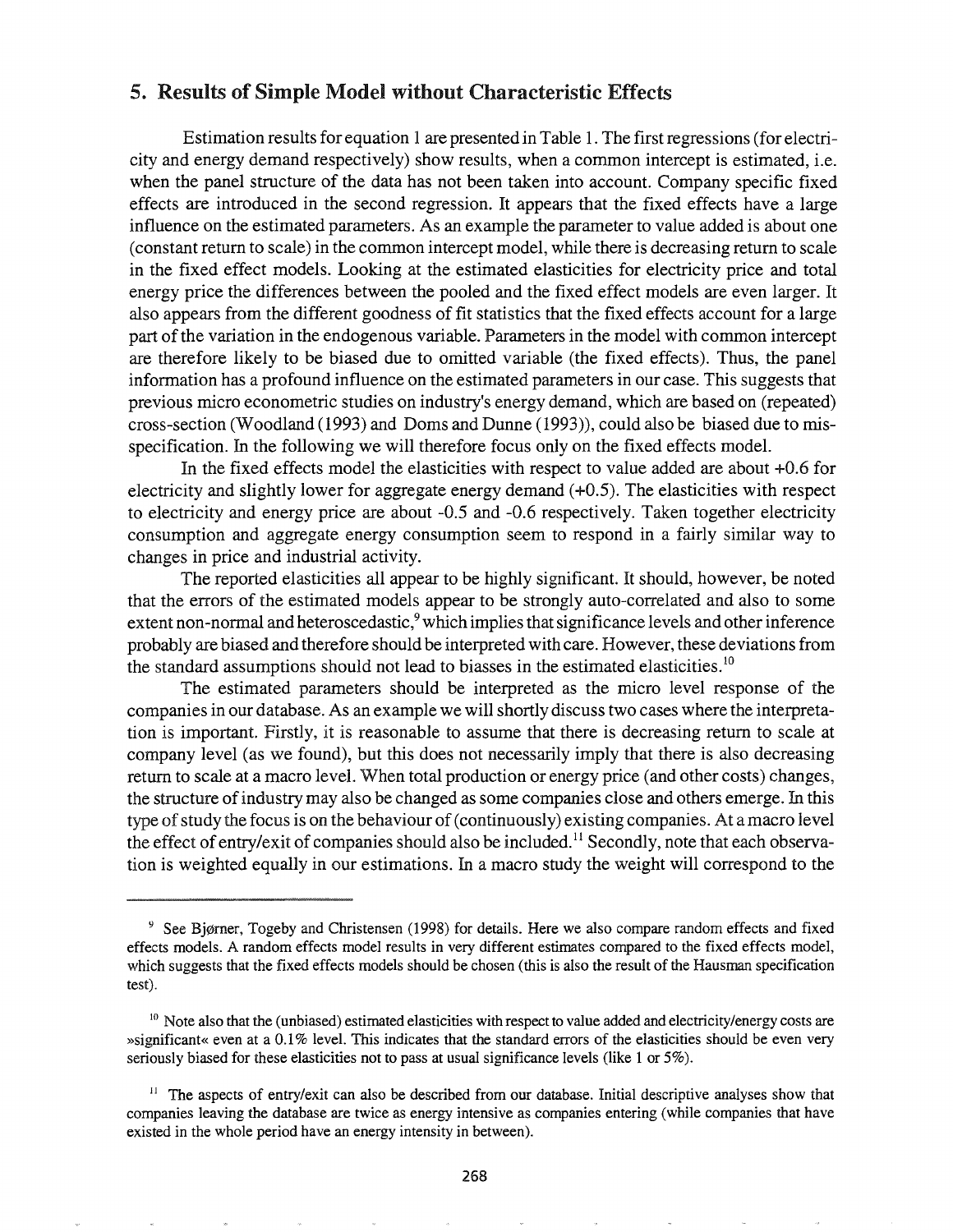## 5. Results of Simple Model without Characteristic Effects

Estimation results for equation 1 are presented in Table 1. The first regressions (for electricity and energy demand respectively) show results, when a common intercept is estimated, i.e. when the panel structure of the data has not been taken into account. Company specific fixed effects are introduced in the second regression. It appears that the fixed effects have a large influence on the estimated parameters. As an example the parameter to value added is about one (constant return to scale) in the common intercept model, while there is decreasing return to scale in the fixed effect models. Looking at the estimated elasticities for electricity price and total energy price the differences between the pooled and the fixed effect models are even larger. It also appears from the different goodness of fit statistics that the fixed effects account for a large part of the variation in the endogenous variable. Parameters in the model with common intercept are therefore likely to be biased due to omitted variable (the fixed effects). Thus, the panel information has a profound influence on the estimated parameters in our case. This suggests that previous micro econometric studies on industry's energy demand, which are based on (repeated) cross-section (Woodland (1993) and Doms and Dunne (1993)), could also be biased due to mis-specification. In the following we will therefore focus only on the fixed effects model.

In the fixed effects model the elasticities with respect to value added are about +0.6 for electricity and slightly lower for aggregate energy demand (+0.5). The elasticities with respect to electricity and energy price are about -0.5 and -0.6 respectively. Taken together electricity consumption and aggregate energy consumption seem to respond in a fairly similar way to changes in price and industrial activity.

The reported elasticities all appear to be highly significant. It should, however, be noted that the errors of the estimated models appear to be strongly auto-correlated and also to some extent non-normal and heteroscedastic,[9] which implies that significance levels and other inference probably are biased and therefore should be interpreted with care. However, these deviations from the standard assumptions should not lead to biasses in the estimated elasticities.[10]

The estimated parameters should be interpreted as the micro level response of the companies in our database. As an example we will shortly discuss two cases where the interpretation is important. Firstly, it is reasonable to assume that there is decreasing return to scale at company level (as we found), but this does not necessarily imply that there is also decreasing return to scale at a macro level. When total production or energy price (and other costs) changes, the structure of industry may also be changed as some companies close and others emerge. In this type of study the focus is on the behaviour of (continuously) existing companies. At a macro level the effect of entry/exit of companies should also be included.[11] Secondly, note that each observation is weighted equally in our estimations. In a macro study the weight will correspond to the

---

[9] See Bjørner, Togeby and Christensen (1998) for details. Here we also compare random effects and fixed effects models. A random effects model results in very different estimates compared to the fixed effects model, which suggests that the fixed effects models should be chosen (this is also the result of the Hausman specification test).

[10] Note also that the (unbiased) estimated elasticities with respect to value added and electricity/energy costs are »significant« even at a 0.1% level. This indicates that the standard errors of the elasticities should be even very seriously biased for these elasticities not to pass at usual significance levels (like 1 or 5%).

[11] The aspects of entry/exit can also be described from our database. Initial descriptive analyses show that companies leaving the database are twice as energy intensive as companies entering (while companies that have existed in the whole period have an energy intensity in between).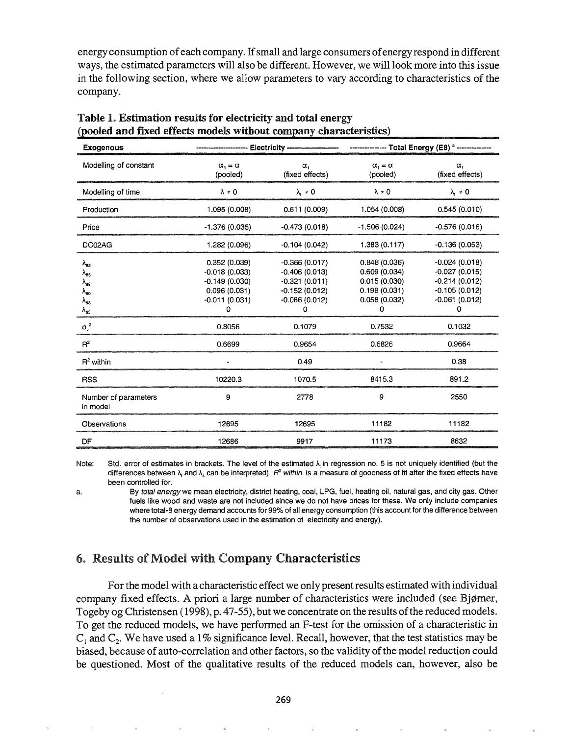energy consumption of each company. If small and large consumers of energy respond in different ways, the estimated parameters will also be different. However, we will look more into this issue in the following section, where we allow parameters to vary according to characteristics of the company.

**Table 1. Estimation results for electricity and total energy (pooled and fixed effects models without company characteristics)**

| Exogenous | Electricity | | Total Energy (E8) [a] | |
|---|---|---|---|---|
| Modelling of constant | $\alpha_i = \alpha$ (pooled) | $\alpha_i$ (fixed effects) | $\alpha_i = \alpha$ (pooled) | $\alpha_i$ (fixed effects) |
| Modelling of time | $\lambda \neq 0$ | $\lambda_t \neq 0$ | $\lambda \neq 0$ | $\lambda_t \neq 0$ |
| Production | 1.095 (0.008) | 0.611 (0.009) | 1.054 (0.008) | 0.545 (0.010) |
| Price | -1.376 (0.035) | -0.473 (0.018) | -1.506 (0.024) | -0.576 (0.016) |
| DC02AG | 1.282 (0.096) | -0.104 (0.042) | 1.383 (0.117) | -0.136 (0.053) |
| $\lambda_{83}$ | 0.352 (0.039) | -0.366 (0.017) | 0.848 (0.036) | -0.024 (0.018) |
| $\lambda_{85}$ | -0.018 (0.033) | -0.406 (0.013) | 0.609 (0.034) | -0.027 (0.015) |
| $\lambda_{88}$ | -0.149 (0.030) | -0.321 (0.011) | 0.015 (0.030) | -0.214 (0.012) |
| $\lambda_{90}$ | 0.096 (0.031) | -0.152 (0.012) | 0.198 (0.031) | -0.105 (0.012) |
| $\lambda_{93}$ | -0.011 (0.031) | -0.086 (0.012) | 0.058 (0.032) | -0.061 (0.012) |
| $\lambda_{95}$ | 0 | 0 | 0 | 0 |
| $\sigma_v^2$ | 0.8056 | 0.1079 | 0.7532 | 0.1032 |
| $R^2$ | 0.6699 | 0.9654 | 0.6826 | 0.9664 |
| $R^2$ within | - | 0.49 | - | 0.38 |
| RSS | 10220.3 | 1070.5 | 8415.3 | 891.2 |
| Number of parameters in model | 9 | 2778 | 9 | 2550 |
| Observations | 12695 | 12695 | 11182 | 11182 |
| DF | 12686 | 9917 | 11173 | 8632 |

Note: Std. error of estimates in brackets. The level of the estimated $\lambda_t$ in regression no. 5 is not uniquely identified (but the differences between $\lambda_t$ and $\lambda_s$ can be interpreted). $R^2$ *within* is a measure of goodness of fit after the fixed effects have been controlled for.

a. By *total energy* we mean electricity, district heating, coal, LPG, fuel, heating oil, natural gas, and city gas. Other fuels like wood and waste are not included since we do not have prices for these. We only include companies where total-8 energy demand accounts for 99% of all energy consumption (this account for the difference between the number of observations used in the estimation of electricity and energy).

## 6. Results of Model with Company Characteristics

For the model with a characteristic effect we only present results estimated with individual company fixed effects. A priori a large number of characteristics were included (see Bjørner, Togeby og Christensen (1998), p. 47-55), but we concentrate on the results of the reduced models. To get the reduced models, we have performed an F-test for the omission of a characteristic in $C_1$ and $C_2$. We have used a 1% significance level. Recall, however, that the test statistics may be biased, because of auto-correlation and other factors, so the validity of the model reduction could be questioned. Most of the qualitative results of the reduced models can, however, also be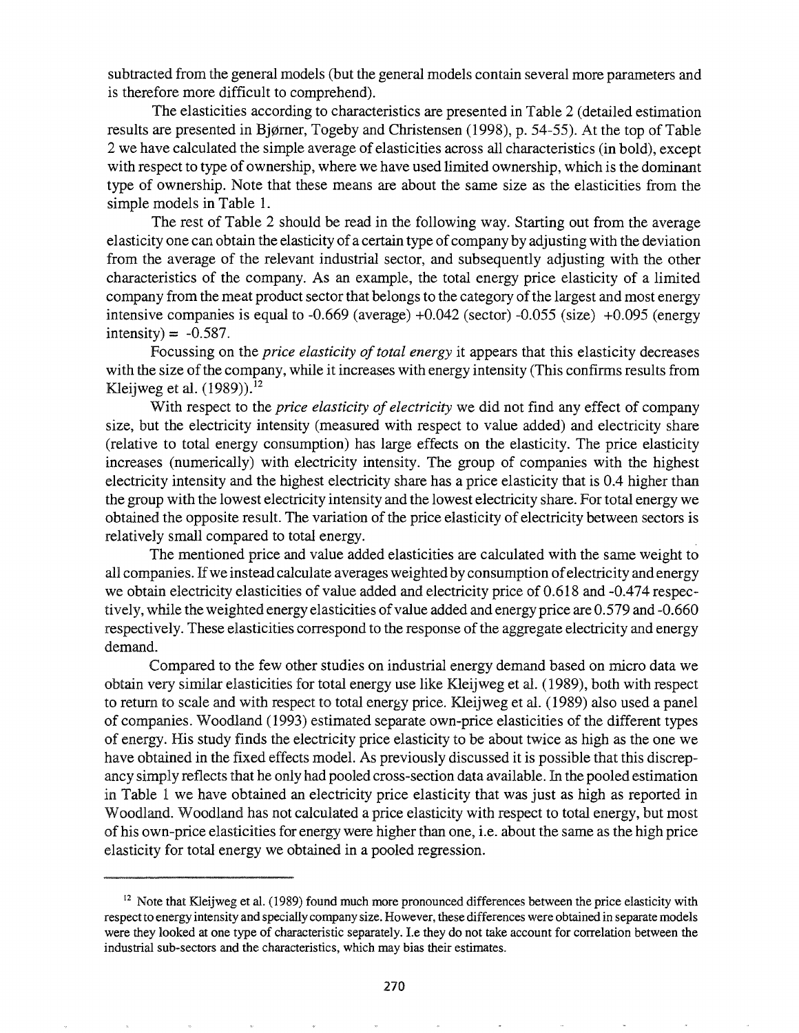subtracted from the general models (but the general models contain several more parameters and is therefore more difficult to comprehend).

The elasticities according to characteristics are presented in Table 2 (detailed estimation results are presented in Bjørner, Togeby and Christensen (1998), p. 54-55). At the top of Table 2 we have calculated the simple average of elasticities across all characteristics (in bold), except with respect to type of ownership, where we have used limited ownership, which is the dominant type of ownership. Note that these means are about the same size as the elasticities from the simple models in Table 1.

The rest of Table 2 should be read in the following way. Starting out from the average elasticity one can obtain the elasticity of a certain type of company by adjusting with the deviation from the average of the relevant industrial sector, and subsequently adjusting with the other characteristics of the company. As an example, the total energy price elasticity of a limited company from the meat product sector that belongs to the category of the largest and most energy intensive companies is equal to -0.669 (average) +0.042 (sector) -0.055 (size) +0.095 (energy intensity) = -0.587.

Focussing on the *price elasticity of total energy* it appears that this elasticity decreases with the size of the company, while it increases with energy intensity (This confirms results from Kleijweg et al. (1989)).[12]

With respect to the *price elasticity of electricity* we did not find any effect of company size, but the electricity intensity (measured with respect to value added) and electricity share (relative to total energy consumption) has large effects on the elasticity. The price elasticity increases (numerically) with electricity intensity. The group of companies with the highest electricity intensity and the highest electricity share has a price elasticity that is 0.4 higher than the group with the lowest electricity intensity and the lowest electricity share. For total energy we obtained the opposite result. The variation of the price elasticity of electricity between sectors is relatively small compared to total energy.

The mentioned price and value added elasticities are calculated with the same weight to all companies. If we instead calculate averages weighted by consumption of electricity and energy we obtain electricity elasticities of value added and electricity price of 0.618 and -0.474 respectively, while the weighted energy elasticities of value added and energy price are 0.579 and -0.660 respectively. These elasticities correspond to the response of the aggregate electricity and energy demand.

Compared to the few other studies on industrial energy demand based on micro data we obtain very similar elasticities for total energy use like Kleijweg et al. (1989), both with respect to return to scale and with respect to total energy price. Kleijweg et al. (1989) also used a panel of companies. Woodland (1993) estimated separate own-price elasticities of the different types of energy. His study finds the electricity price elasticity to be about twice as high as the one we have obtained in the fixed effects model. As previously discussed it is possible that this discrepancy simply reflects that he only had pooled cross-section data available. In the pooled estimation in Table 1 we have obtained an electricity price elasticity that was just as high as reported in Woodland. Woodland has not calculated a price elasticity with respect to total energy, but most of his own-price elasticities for energy were higher than one, i.e. about the same as the high price elasticity for total energy we obtained in a pooled regression.

---

[12] Note that Kleijweg et al. (1989) found much more pronounced differences between the price elasticity with respect to energy intensity and specially company size. However, these differences were obtained in separate models were they looked at one type of characteristic separately. I.e they do not take account for correlation between the industrial sub-sectors and the characteristics, which may bias their estimates.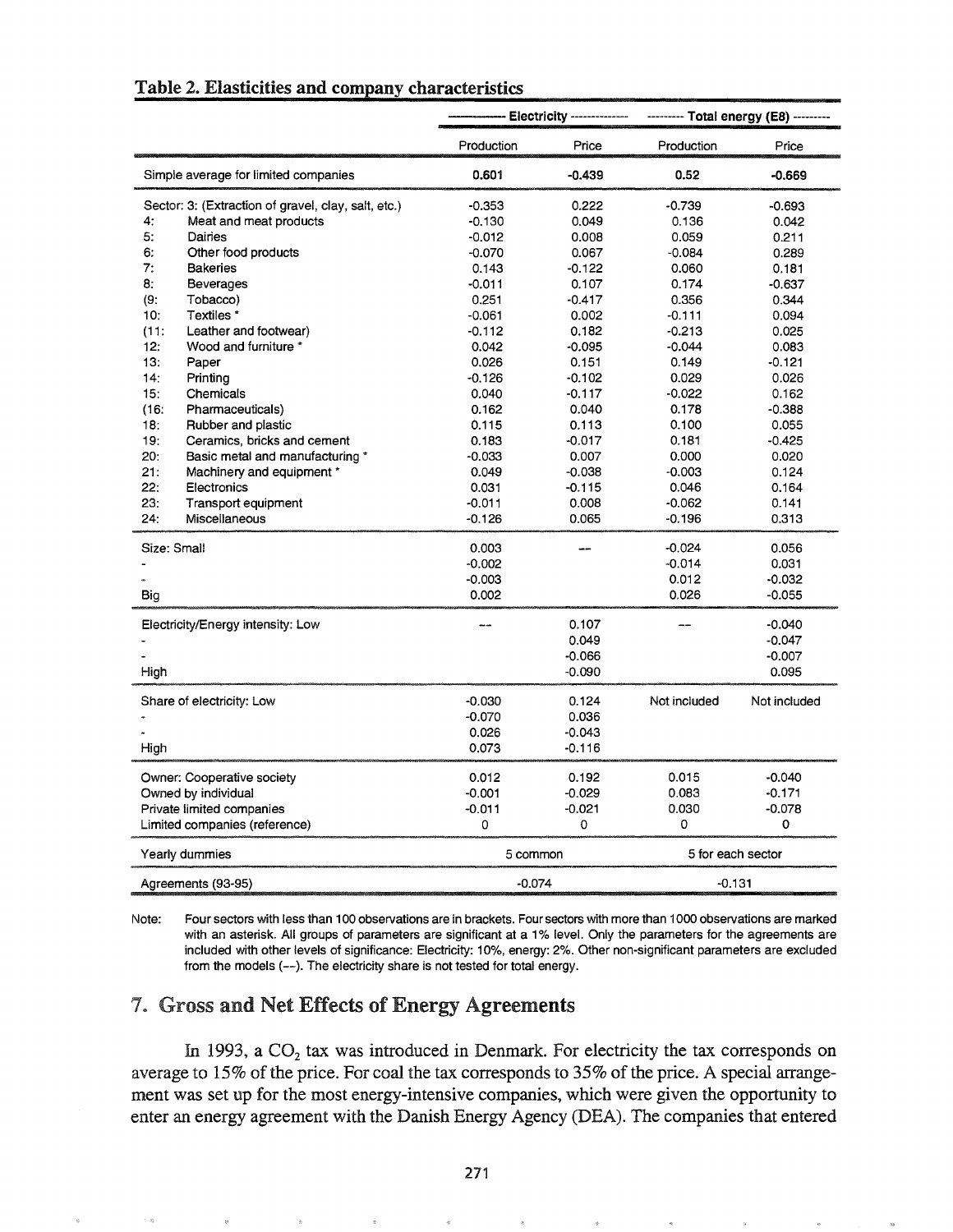**Table 2. Elasticities and company characteristics**

| | Electricity | | Total energy (E8) | |
|---|---|---|---|---|
| | Production | Price | Production | Price |
| Simple average for limited companies | **0.601** | **-0.439** | **0.52** | **-0.669** |
| Sector: 3: (Extraction of gravel, clay, salt, etc.) | -0.353 | 0.222 | -0.739 | -0.693 |
| 4: Meat and meat products | -0.130 | 0.049 | 0.136 | 0.042 |
| 5: Dairies | -0.012 | 0.008 | 0.059 | 0.211 |
| 6: Other food products | -0.070 | 0.067 | -0.084 | 0.289 |
| 7: Bakeries | 0.143 | -0.122 | 0.060 | 0.181 |
| 8: Beverages | -0.011 | 0.107 | 0.174 | -0.637 |
| (9: Tobacco) | 0.251 | -0.417 | 0.356 | 0.344 |
| 10: Textiles * | -0.061 | 0.002 | -0.111 | 0.094 |
| (11: Leather and footwear) | -0.112 | 0.182 | -0.213 | 0.025 |
| 12: Wood and furniture * | 0.042 | -0.095 | -0.044 | 0.083 |
| 13: Paper | 0.026 | 0.151 | 0.149 | -0.121 |
| 14: Printing | -0.126 | -0.102 | 0.029 | 0.026 |
| 15: Chemicals | 0.040 | -0.117 | -0.022 | 0.162 |
| (16: Pharmaceuticals) | 0.162 | 0.040 | 0.178 | -0.388 |
| 18: Rubber and plastic | 0.115 | 0.113 | 0.100 | 0.055 |
| 19: Ceramics, bricks and cement | 0.183 | -0.017 | 0.181 | -0.425 |
| 20: Basic metal and manufacturing * | -0.033 | 0.007 | 0.000 | 0.020 |
| 21: Machinery and equipment * | 0.049 | -0.038 | -0.003 | 0.124 |
| 22: Electronics | 0.031 | -0.115 | 0.046 | 0.164 |
| 23: Transport equipment | -0.011 | 0.008 | -0.062 | 0.141 |
| 24: Miscellaneous | -0.126 | 0.065 | -0.196 | 0.313 |
| Size: Small | 0.003 | -- | -0.024 | 0.056 |
| - | -0.002 | | -0.014 | 0.031 |
| - | -0.003 | | 0.012 | -0.032 |
| Big | 0.002 | | 0.026 | -0.055 |
| Electricity/Energy intensity: Low | -- | 0.107 | -- | -0.040 |
| - | | 0.049 | | -0.047 |
| - | | -0.066 | | -0.007 |
| High | | -0.090 | | 0.095 |
| Share of electricity: Low | -0.030 | 0.124 | Not included | Not included |
| - | -0.070 | 0.036 | | |
| - | 0.026 | -0.043 | | |
| High | 0.073 | -0.116 | | |
| Owner: Cooperative society | 0.012 | 0.192 | 0.015 | -0.040 |
| Owned by individual | -0.001 | -0.029 | 0.083 | -0.171 |
| Private limited companies | -0.011 | -0.021 | 0.030 | -0.078 |
| Limited companies (reference) | 0 | 0 | 0 | 0 |
| Yearly dummies | 5 common | | 5 for each sector | |
| Agreements (93-95) | -0.074 | | -0.131 | |

Note: Four sectors with less than 100 observations are in brackets. Four sectors with more than 1000 observations are marked with an asterisk. All groups of parameters are significant at a 1% level. Only the parameters for the agreements are included with other levels of significance: Electricity: 10%, energy: 2%. Other non-significant parameters are excluded from the models (--). The electricity share is not tested for total energy.

## 7. Gross and Net Effects of Energy Agreements

In 1993, a $CO_2$ tax was introduced in Denmark. For electricity the tax corresponds on average to 15% of the price. For coal the tax corresponds to 35% of the price. A special arrangement was set up for the most energy-intensive companies, which were given the opportunity to enter an energy agreement with the Danish Energy Agency (DEA). The companies that entered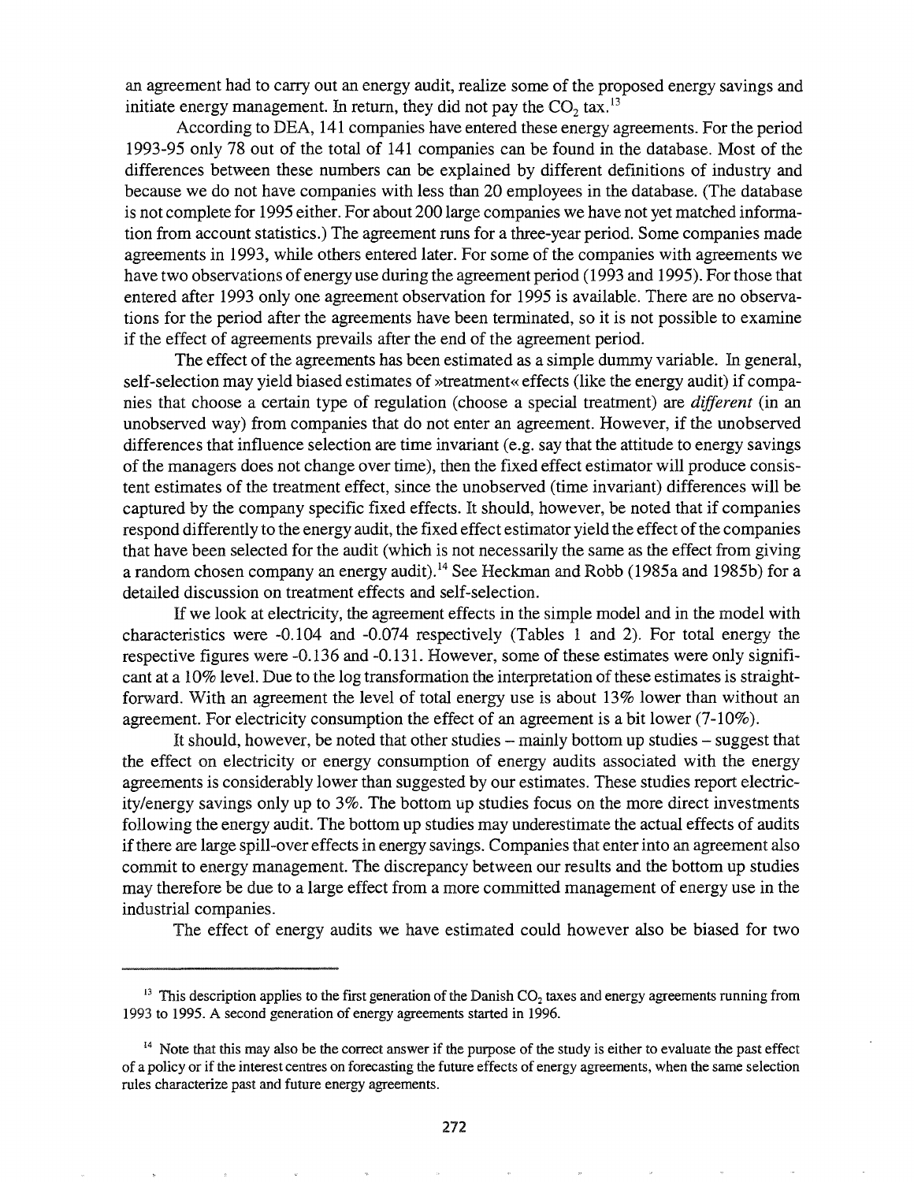an agreement had to carry out an energy audit, realize some of the proposed energy savings and initiate energy management. In return, they did not pay the $CO_2$ tax.[13]

According to DEA, 141 companies have entered these energy agreements. For the period 1993-95 only 78 out of the total of 141 companies can be found in the database. Most of the differences between these numbers can be explained by different definitions of industry and because we do not have companies with less than 20 employees in the database. (The database is not complete for 1995 either. For about 200 large companies we have not yet matched information from account statistics.) The agreement runs for a three-year period. Some companies made agreements in 1993, while others entered later. For some of the companies with agreements we have two observations of energy use during the agreement period (1993 and 1995). For those that entered after 1993 only one agreement observation for 1995 is available. There are no observations for the period after the agreements have been terminated, so it is not possible to examine if the effect of agreements prevails after the end of the agreement period.

The effect of the agreements has been estimated as a simple dummy variable. In general, self-selection may yield biased estimates of »treatment« effects (like the energy audit) if companies that choose a certain type of regulation (choose a special treatment) are *different* (in an unobserved way) from companies that do not enter an agreement. However, if the unobserved differences that influence selection are time invariant (e.g. say that the attitude to energy savings of the managers does not change over time), then the fixed effect estimator will produce consistent estimates of the treatment effect, since the unobserved (time invariant) differences will be captured by the company specific fixed effects. It should, however, be noted that if companies respond differently to the energy audit, the fixed effect estimator yield the effect of the companies that have been selected for the audit (which is not necessarily the same as the effect from giving a random chosen company an energy audit).[14] See Heckman and Robb (1985a and 1985b) for a detailed discussion on treatment effects and self-selection.

If we look at electricity, the agreement effects in the simple model and in the model with characteristics were -0.104 and -0.074 respectively (Tables 1 and 2). For total energy the respective figures were -0.136 and -0.131. However, some of these estimates were only significant at a 10% level. Due to the log transformation the interpretation of these estimates is straightforward. With an agreement the level of total energy use is about 13% lower than without an agreement. For electricity consumption the effect of an agreement is a bit lower (7-10%).

It should, however, be noted that other studies – mainly bottom up studies – suggest that the effect on electricity or energy consumption of energy audits associated with the energy agreements is considerably lower than suggested by our estimates. These studies report electricity/energy savings only up to 3%. The bottom up studies focus on the more direct investments following the energy audit. The bottom up studies may underestimate the actual effects of audits if there are large spill-over effects in energy savings. Companies that enter into an agreement also commit to energy management. The discrepancy between our results and the bottom up studies may therefore be due to a large effect from a more committed management of energy use in the industrial companies.

The effect of energy audits we have estimated could however also be biased for two

---

[13] This description applies to the first generation of the Danish $CO_2$ taxes and energy agreements running from 1993 to 1995. A second generation of energy agreements started in 1996.

[14] Note that this may also be the correct answer if the purpose of the study is either to evaluate the past effect of a policy or if the interest centres on forecasting the future effects of energy agreements, when the same selection rules characterize past and future energy agreements.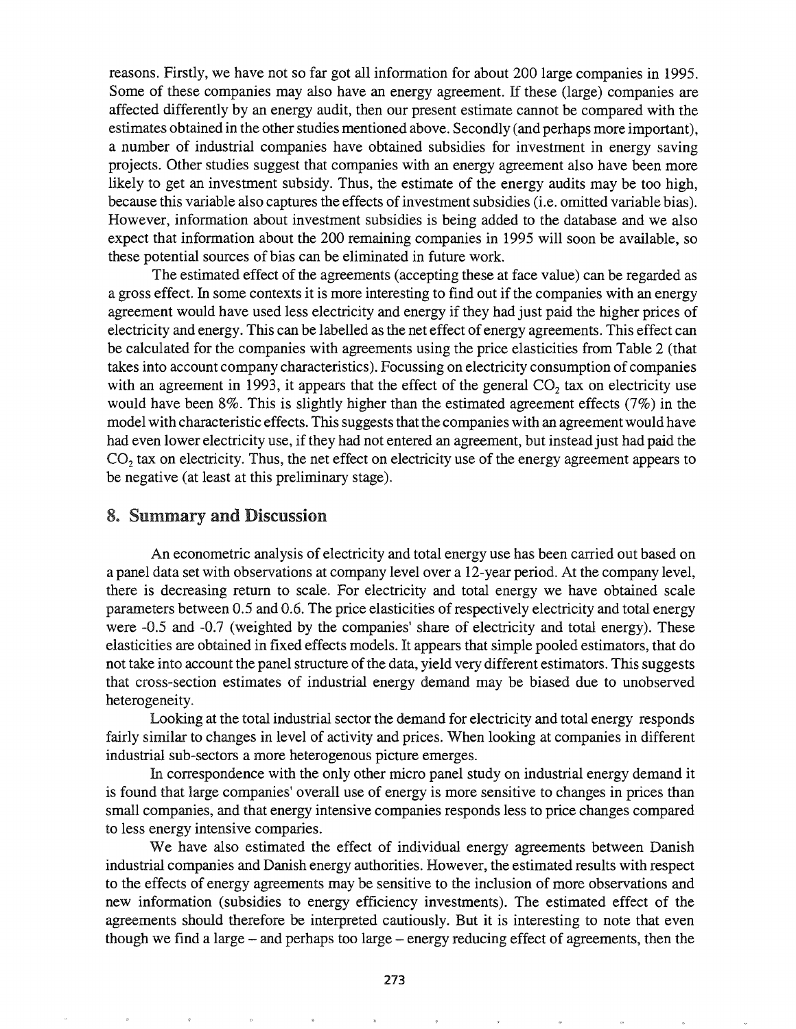reasons. Firstly, we have not so far got all information for about 200 large companies in 1995. Some of these companies may also have an energy agreement. If these (large) companies are affected differently by an energy audit, then our present estimate cannot be compared with the estimates obtained in the other studies mentioned above. Secondly (and perhaps more important), a number of industrial companies have obtained subsidies for investment in energy saving projects. Other studies suggest that companies with an energy agreement also have been more likely to get an investment subsidy. Thus, the estimate of the energy audits may be too high, because this variable also captures the effects of investment subsidies (i.e. omitted variable bias). However, information about investment subsidies is being added to the database and we also expect that information about the 200 remaining companies in 1995 will soon be available, so these potential sources of bias can be eliminated in future work.

The estimated effect of the agreements (accepting these at face value) can be regarded as a gross effect. In some contexts it is more interesting to find out if the companies with an energy agreement would have used less electricity and energy if they had just paid the higher prices of electricity and energy. This can be labelled as the net effect of energy agreements. This effect can be calculated for the companies with agreements using the price elasticities from Table 2 (that takes into account company characteristics). Focussing on electricity consumption of companies with an agreement in 1993, it appears that the effect of the general $CO_2$ tax on electricity use would have been 8%. This is slightly higher than the estimated agreement effects (7%) in the model with characteristic effects. This suggests that the companies with an agreement would have had even lower electricity use, if they had not entered an agreement, but instead just had paid the $CO_2$ tax on electricity. Thus, the net effect on electricity use of the energy agreement appears to be negative (at least at this preliminary stage).

## 8. Summary and Discussion

An econometric analysis of electricity and total energy use has been carried out based on a panel data set with observations at company level over a 12-year period. At the company level, there is decreasing return to scale. For electricity and total energy we have obtained scale parameters between 0.5 and 0.6. The price elasticities of respectively electricity and total energy were -0.5 and -0.7 (weighted by the companies' share of electricity and total energy). These elasticities are obtained in fixed effects models. It appears that simple pooled estimators, that do not take into account the panel structure of the data, yield very different estimators. This suggests that cross-section estimates of industrial energy demand may be biased due to unobserved heterogeneity.

Looking at the total industrial sector the demand for electricity and total energy responds fairly similar to changes in level of activity and prices. When looking at companies in different industrial sub-sectors a more heterogenous picture emerges.

In correspondence with the only other micro panel study on industrial energy demand it is found that large companies' overall use of energy is more sensitive to changes in prices than small companies, and that energy intensive companies responds less to price changes compared to less energy intensive companies.

We have also estimated the effect of individual energy agreements between Danish industrial companies and Danish energy authorities. However, the estimated results with respect to the effects of energy agreements may be sensitive to the inclusion of more observations and new information (subsidies to energy efficiency investments). The estimated effect of the agreements should therefore be interpreted cautiously. But it is interesting to note that even though we find a large – and perhaps too large – energy reducing effect of agreements, then the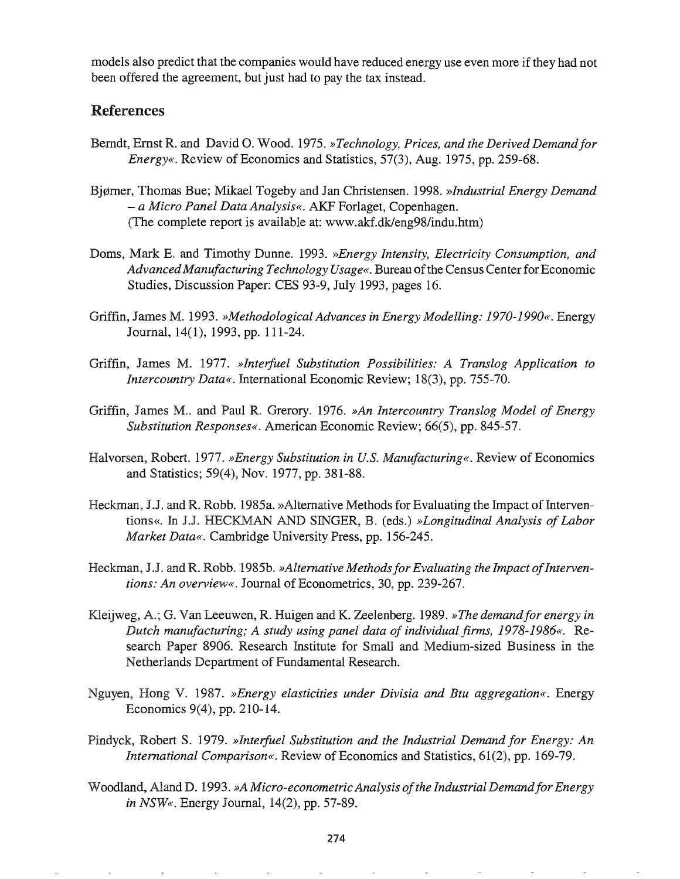models also predict that the companies would have reduced energy use even more if they had not been offered the agreement, but just had to pay the tax instead.

## References

Berndt, Ernst R. and David O. Wood. 1975. »*Technology, Prices, and the Derived Demand for Energy*«. Review of Economics and Statistics, 57(3), Aug. 1975, pp. 259-68.

Bjørner, Thomas Bue; Mikael Togeby and Jan Christensen. 1998. »*Industrial Energy Demand – a Micro Panel Data Analysis*«. AKF Forlaget, Copenhagen.
(The complete report is available at: www.akf.dk/eng98/indu.htm)

Doms, Mark E. and Timothy Dunne. 1993. »*Energy Intensity, Electricity Consumption, and Advanced Manufacturing Technology Usage*«. Bureau of the Census Center for Economic Studies, Discussion Paper: CES 93-9, July 1993, pages 16.

Griffin, James M. 1993. »*Methodological Advances in Energy Modelling: 1970-1990*«. Energy Journal, 14(1), 1993, pp. 111-24.

Griffin, James M. 1977. »*Interfuel Substitution Possibilities: A Translog Application to Intercountry Data*«. International Economic Review; 18(3), pp. 755-70.

Griffin, James M.. and Paul R. Grerory. 1976. »*An Intercountry Translog Model of Energy Substitution Responses*«. American Economic Review; 66(5), pp. 845-57.

Halvorsen, Robert. 1977. »*Energy Substitution in U.S. Manufacturing*«. Review of Economics and Statistics; 59(4), Nov. 1977, pp. 381-88.

Heckman, J.J. and R. Robb. 1985a. »Alternative Methods for Evaluating the Impact of Interventions«. In J.J. HECKMAN AND SINGER, B. (eds.) »*Longitudinal Analysis of Labor Market Data*«. Cambridge University Press, pp. 156-245.

Heckman, J.J. and R. Robb. 1985b. »*Alternative Methods for Evaluating the Impact of Interventions: An overview*«. Journal of Econometrics, 30, pp. 239-267.

Kleijweg, A.; G. Van Leeuwen, R. Huigen and K. Zeelenberg. 1989. »*The demand for energy in Dutch manufacturing; A study using panel data of individual firms, 1978-1986*«. Research Paper 8906. Research Institute for Small and Medium-sized Business in the Netherlands Department of Fundamental Research.

Nguyen, Hong V. 1987. »*Energy elasticities under Divisia and Btu aggregation*«. Energy Economics 9(4), pp. 210-14.

Pindyck, Robert S. 1979. »*Interfuel Substitution and the Industrial Demand for Energy: An International Comparison*«. Review of Economics and Statistics, 61(2), pp. 169-79.

Woodland, Aland D. 1993. »*A Micro-econometric Analysis of the Industrial Demand for Energy in NSW*«. Energy Journal, 14(2), pp. 57-89.